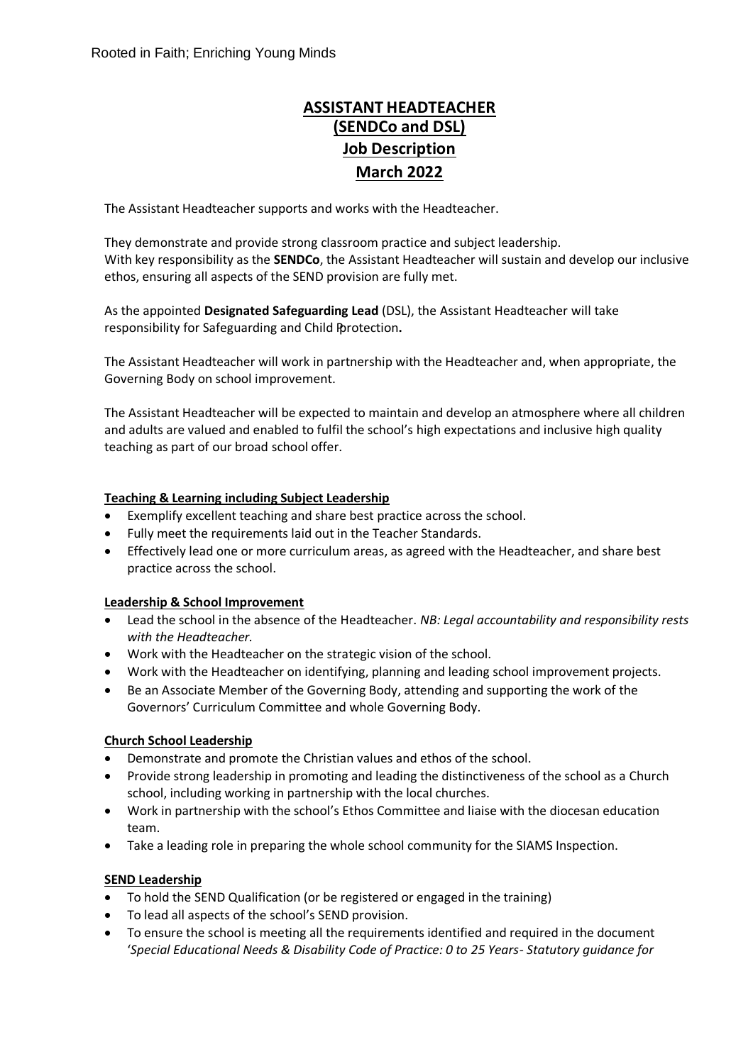Rooted in Faith; Enriching Young Minds

# ASSISTANT HEADTEACHER
## (SENDCo and DSL)
## Job Description
## March 2022

The Assistant Headteacher supports and works with the Headteacher.

They demonstrate and provide strong classroom practice and subject leadership.
With key responsibility as the **SENDCo**, the Assistant Headteacher will sustain and develop our inclusive ethos, ensuring all aspects of the SEND provision are fully met.

As the appointed **Designated Safeguarding Lead** (DSL), the Assistant Headteacher will take responsibility for Safeguarding and Child Protection**.**

The Assistant Headteacher will work in partnership with the Headteacher and, when appropriate, the Governing Body on school improvement.

The Assistant Headteacher will be expected to maintain and develop an atmosphere where all children and adults are valued and enabled to fulfil the school's high expectations and inclusive high quality teaching as part of our broad school offer.

### Teaching & Learning including Subject Leadership

- Exemplify excellent teaching and share best practice across the school.
- Fully meet the requirements laid out in the Teacher Standards.
- Effectively lead one or more curriculum areas, as agreed with the Headteacher, and share best practice across the school.

### Leadership & School Improvement

- Lead the school in the absence of the Headteacher. *NB: Legal accountability and responsibility rests with the Headteacher.*
- Work with the Headteacher on the strategic vision of the school.
- Work with the Headteacher on identifying, planning and leading school improvement projects.
- Be an Associate Member of the Governing Body, attending and supporting the work of the Governors' Curriculum Committee and whole Governing Body.

### Church School Leadership

- Demonstrate and promote the Christian values and ethos of the school.
- Provide strong leadership in promoting and leading the distinctiveness of the school as a Church school, including working in partnership with the local churches.
- Work in partnership with the school's Ethos Committee and liaise with the diocesan education team.
- Take a leading role in preparing the whole school community for the SIAMS Inspection.

### SEND Leadership

- To hold the SEND Qualification (or be registered or engaged in the training)
- To lead all aspects of the school's SEND provision.
- To ensure the school is meeting all the requirements identified and required in the document '*Special Educational Needs & Disability Code of Practice: 0 to 25 Years- Statutory guidance for*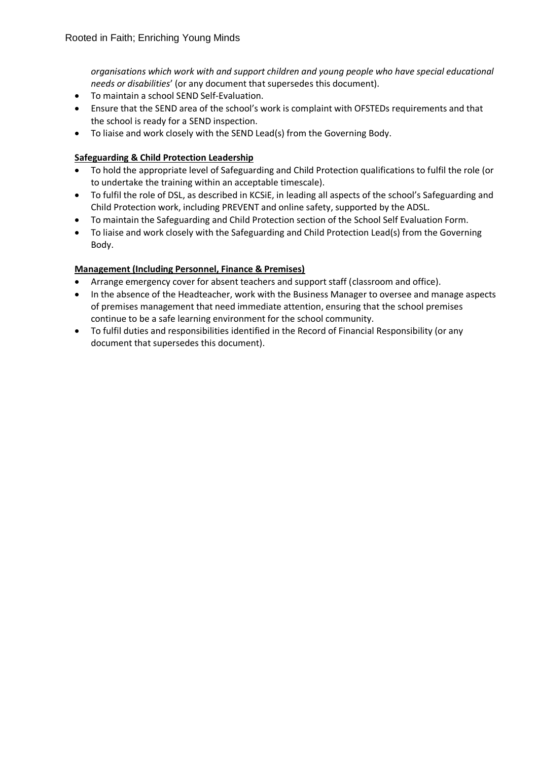*organisations which work with and support children and young people who have special educational needs or disabilities*' (or any document that supersedes this document).

- To maintain a school SEND Self-Evaluation.
- Ensure that the SEND area of the school's work is complaint with OFSTEDs requirements and that the school is ready for a SEND inspection.
- To liaise and work closely with the SEND Lead(s) from the Governing Body.

**Safeguarding & Child Protection Leadership**

- To hold the appropriate level of Safeguarding and Child Protection qualifications to fulfil the role (or to undertake the training within an acceptable timescale).
- To fulfil the role of DSL, as described in KCSiE, in leading all aspects of the school's Safeguarding and Child Protection work, including PREVENT and online safety, supported by the ADSL.
- To maintain the Safeguarding and Child Protection section of the School Self Evaluation Form.
- To liaise and work closely with the Safeguarding and Child Protection Lead(s) from the Governing Body.

**Management (Including Personnel, Finance & Premises)**

- Arrange emergency cover for absent teachers and support staff (classroom and office).
- In the absence of the Headteacher, work with the Business Manager to oversee and manage aspects of premises management that need immediate attention, ensuring that the school premises continue to be a safe learning environment for the school community.
- To fulfil duties and responsibilities identified in the Record of Financial Responsibility (or any document that supersedes this document).